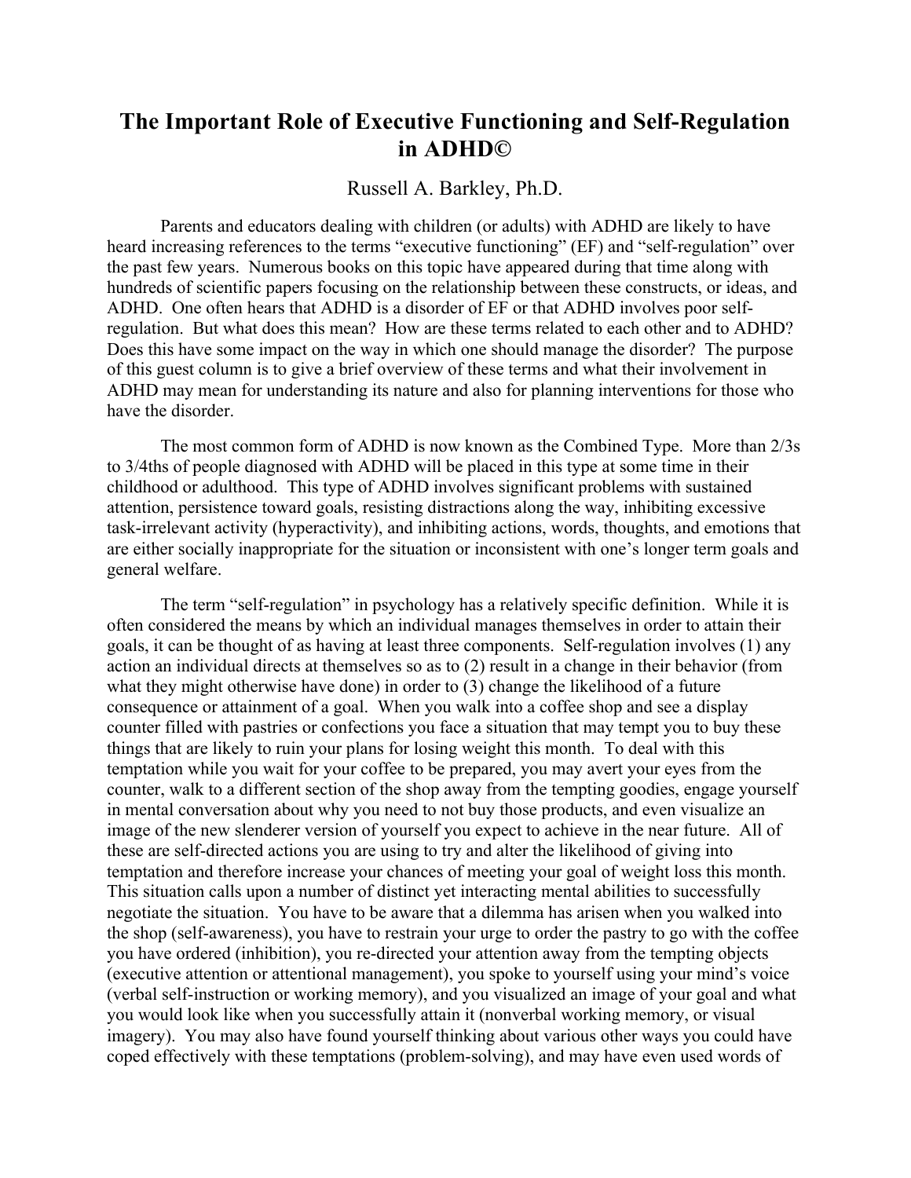# The Important Role of Executive Functioning and Self-Regulation in ADHD©

Russell A. Barkley, Ph.D.

Parents and educators dealing with children (or adults) with ADHD are likely to have heard increasing references to the terms "executive functioning" (EF) and "self-regulation" over the past few years. Numerous books on this topic have appeared during that time along with hundreds of scientific papers focusing on the relationship between these constructs, or ideas, and ADHD. One often hears that ADHD is a disorder of EF or that ADHD involves poor self-regulation. But what does this mean? How are these terms related to each other and to ADHD? Does this have some impact on the way in which one should manage the disorder? The purpose of this guest column is to give a brief overview of these terms and what their involvement in ADHD may mean for understanding its nature and also for planning interventions for those who have the disorder.

The most common form of ADHD is now known as the Combined Type. More than 2/3s to 3/4ths of people diagnosed with ADHD will be placed in this type at some time in their childhood or adulthood. This type of ADHD involves significant problems with sustained attention, persistence toward goals, resisting distractions along the way, inhibiting excessive task-irrelevant activity (hyperactivity), and inhibiting actions, words, thoughts, and emotions that are either socially inappropriate for the situation or inconsistent with one's longer term goals and general welfare.

The term "self-regulation" in psychology has a relatively specific definition. While it is often considered the means by which an individual manages themselves in order to attain their goals, it can be thought of as having at least three components. Self-regulation involves (1) any action an individual directs at themselves so as to (2) result in a change in their behavior (from what they might otherwise have done) in order to (3) change the likelihood of a future consequence or attainment of a goal. When you walk into a coffee shop and see a display counter filled with pastries or confections you face a situation that may tempt you to buy these things that are likely to ruin your plans for losing weight this month. To deal with this temptation while you wait for your coffee to be prepared, you may avert your eyes from the counter, walk to a different section of the shop away from the tempting goodies, engage yourself in mental conversation about why you need to not buy those products, and even visualize an image of the new slenderer version of yourself you expect to achieve in the near future. All of these are self-directed actions you are using to try and alter the likelihood of giving into temptation and therefore increase your chances of meeting your goal of weight loss this month. This situation calls upon a number of distinct yet interacting mental abilities to successfully negotiate the situation. You have to be aware that a dilemma has arisen when you walked into the shop (self-awareness), you have to restrain your urge to order the pastry to go with the coffee you have ordered (inhibition), you re-directed your attention away from the tempting objects (executive attention or attentional management), you spoke to yourself using your mind's voice (verbal self-instruction or working memory), and you visualized an image of your goal and what you would look like when you successfully attain it (nonverbal working memory, or visual imagery). You may also have found yourself thinking about various other ways you could have coped effectively with these temptations (problem-solving), and may have even used words of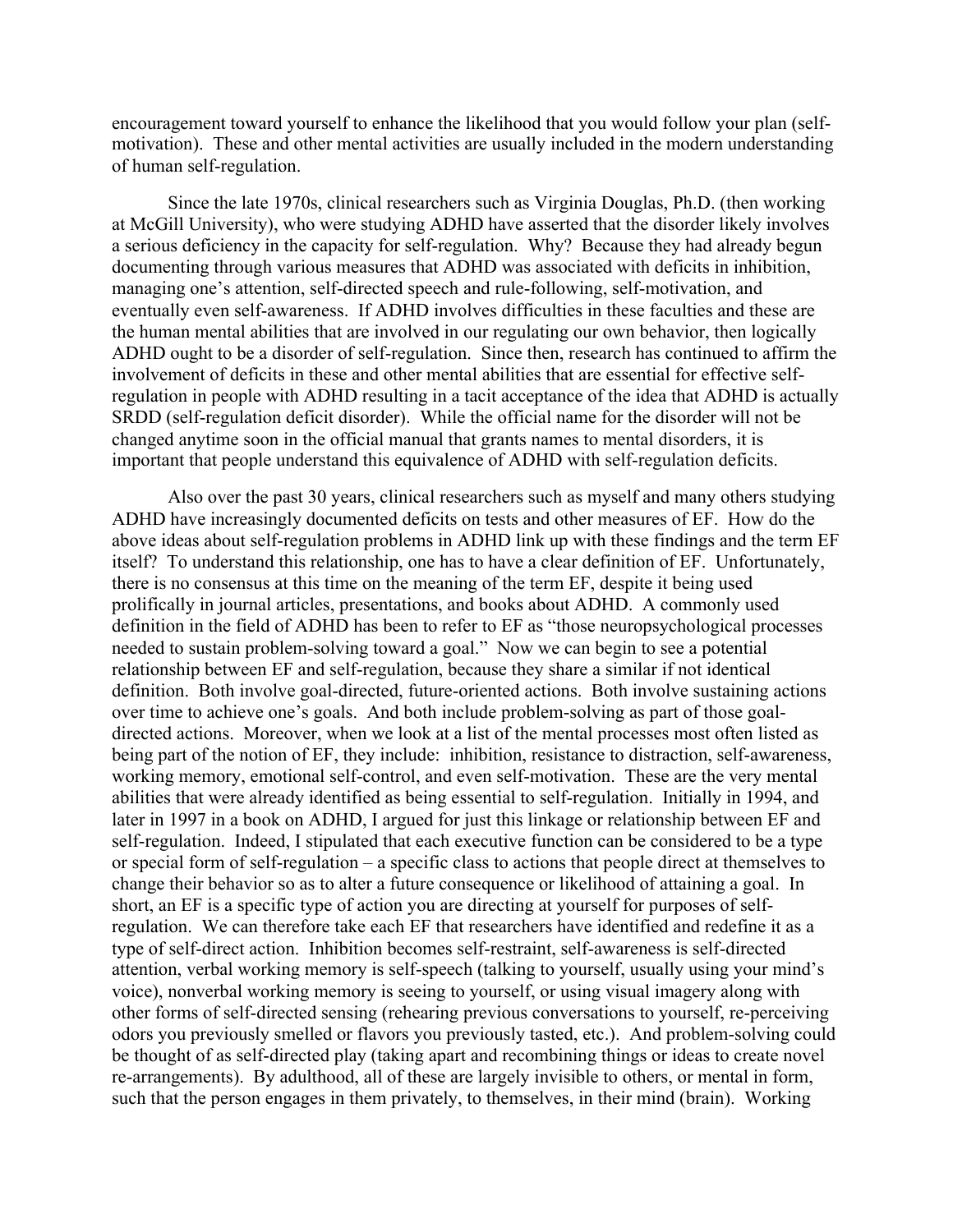encouragement toward yourself to enhance the likelihood that you would follow your plan (self-motivation). These and other mental activities are usually included in the modern understanding of human self-regulation.

Since the late 1970s, clinical researchers such as Virginia Douglas, Ph.D. (then working at McGill University), who were studying ADHD have asserted that the disorder likely involves a serious deficiency in the capacity for self-regulation. Why? Because they had already begun documenting through various measures that ADHD was associated with deficits in inhibition, managing one's attention, self-directed speech and rule-following, self-motivation, and eventually even self-awareness. If ADHD involves difficulties in these faculties and these are the human mental abilities that are involved in our regulating our own behavior, then logically ADHD ought to be a disorder of self-regulation. Since then, research has continued to affirm the involvement of deficits in these and other mental abilities that are essential for effective self-regulation in people with ADHD resulting in a tacit acceptance of the idea that ADHD is actually SRDD (self-regulation deficit disorder). While the official name for the disorder will not be changed anytime soon in the official manual that grants names to mental disorders, it is important that people understand this equivalence of ADHD with self-regulation deficits.

Also over the past 30 years, clinical researchers such as myself and many others studying ADHD have increasingly documented deficits on tests and other measures of EF. How do the above ideas about self-regulation problems in ADHD link up with these findings and the term EF itself? To understand this relationship, one has to have a clear definition of EF. Unfortunately, there is no consensus at this time on the meaning of the term EF, despite it being used prolifically in journal articles, presentations, and books about ADHD. A commonly used definition in the field of ADHD has been to refer to EF as "those neuropsychological processes needed to sustain problem-solving toward a goal." Now we can begin to see a potential relationship between EF and self-regulation, because they share a similar if not identical definition. Both involve goal-directed, future-oriented actions. Both involve sustaining actions over time to achieve one's goals. And both include problem-solving as part of those goal-directed actions. Moreover, when we look at a list of the mental processes most often listed as being part of the notion of EF, they include: inhibition, resistance to distraction, self-awareness, working memory, emotional self-control, and even self-motivation. These are the very mental abilities that were already identified as being essential to self-regulation. Initially in 1994, and later in 1997 in a book on ADHD, I argued for just this linkage or relationship between EF and self-regulation. Indeed, I stipulated that each executive function can be considered to be a type or special form of self-regulation – a specific class to actions that people direct at themselves to change their behavior so as to alter a future consequence or likelihood of attaining a goal. In short, an EF is a specific type of action you are directing at yourself for purposes of self-regulation. We can therefore take each EF that researchers have identified and redefine it as a type of self-direct action. Inhibition becomes self-restraint, self-awareness is self-directed attention, verbal working memory is self-speech (talking to yourself, usually using your mind's voice), nonverbal working memory is seeing to yourself, or using visual imagery along with other forms of self-directed sensing (rehearing previous conversations to yourself, re-perceiving odors you previously smelled or flavors you previously tasted, etc.). And problem-solving could be thought of as self-directed play (taking apart and recombining things or ideas to create novel re-arrangements). By adulthood, all of these are largely invisible to others, or mental in form, such that the person engages in them privately, to themselves, in their mind (brain). Working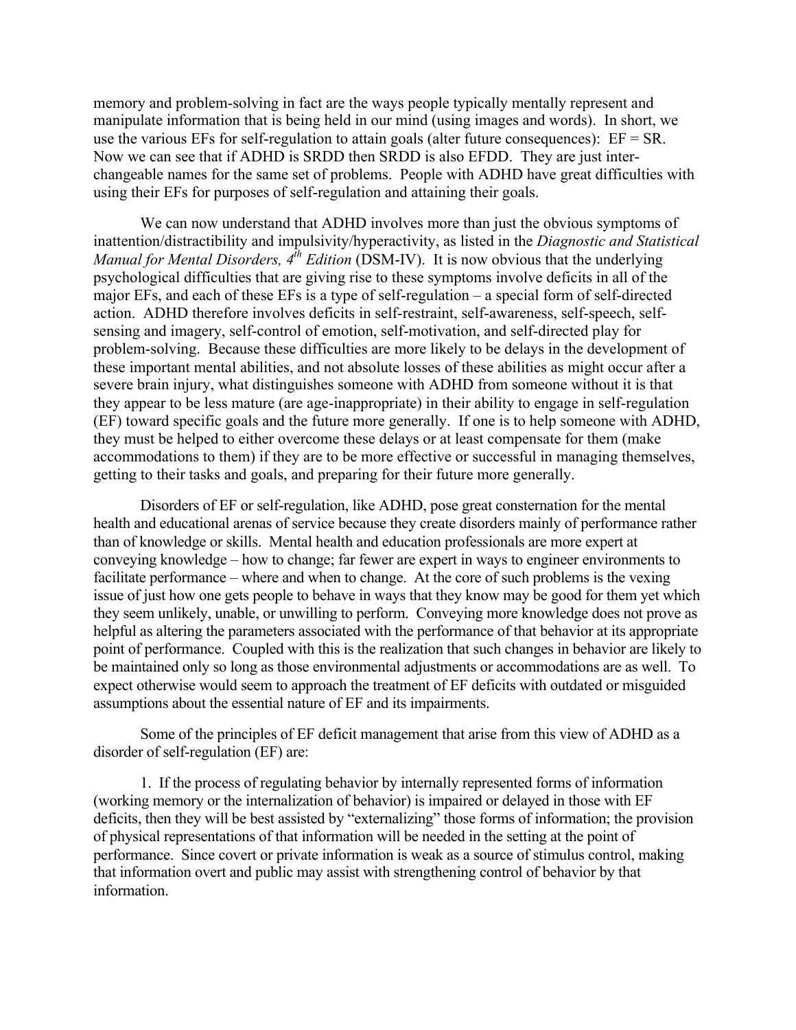memory and problem-solving in fact are the ways people typically mentally represent and manipulate information that is being held in our mind (using images and words). In short, we use the various EFs for self-regulation to attain goals (alter future consequences): EF = SR. Now we can see that if ADHD is SRDD then SRDD is also EFDD. They are just inter-changeable names for the same set of problems. People with ADHD have great difficulties with using their EFs for purposes of self-regulation and attaining their goals.

We can now understand that ADHD involves more than just the obvious symptoms of inattention/distractibility and impulsivity/hyperactivity, as listed in the *Diagnostic and Statistical Manual for Mental Disorders, 4th Edition* (DSM-IV). It is now obvious that the underlying psychological difficulties that are giving rise to these symptoms involve deficits in all of the major EFs, and each of these EFs is a type of self-regulation – a special form of self-directed action. ADHD therefore involves deficits in self-restraint, self-awareness, self-speech, self-sensing and imagery, self-control of emotion, self-motivation, and self-directed play for problem-solving. Because these difficulties are more likely to be delays in the development of these important mental abilities, and not absolute losses of these abilities as might occur after a severe brain injury, what distinguishes someone with ADHD from someone without it is that they appear to be less mature (are age-inappropriate) in their ability to engage in self-regulation (EF) toward specific goals and the future more generally. If one is to help someone with ADHD, they must be helped to either overcome these delays or at least compensate for them (make accommodations to them) if they are to be more effective or successful in managing themselves, getting to their tasks and goals, and preparing for their future more generally.

Disorders of EF or self-regulation, like ADHD, pose great consternation for the mental health and educational arenas of service because they create disorders mainly of performance rather than of knowledge or skills. Mental health and education professionals are more expert at conveying knowledge – how to change; far fewer are expert in ways to engineer environments to facilitate performance – where and when to change. At the core of such problems is the vexing issue of just how one gets people to behave in ways that they know may be good for them yet which they seem unlikely, unable, or unwilling to perform. Conveying more knowledge does not prove as helpful as altering the parameters associated with the performance of that behavior at its appropriate point of performance. Coupled with this is the realization that such changes in behavior are likely to be maintained only so long as those environmental adjustments or accommodations are as well. To expect otherwise would seem to approach the treatment of EF deficits with outdated or misguided assumptions about the essential nature of EF and its impairments.

Some of the principles of EF deficit management that arise from this view of ADHD as a disorder of self-regulation (EF) are:

1. If the process of regulating behavior by internally represented forms of information (working memory or the internalization of behavior) is impaired or delayed in those with EF deficits, then they will be best assisted by "externalizing" those forms of information; the provision of physical representations of that information will be needed in the setting at the point of performance. Since covert or private information is weak as a source of stimulus control, making that information overt and public may assist with strengthening control of behavior by that information.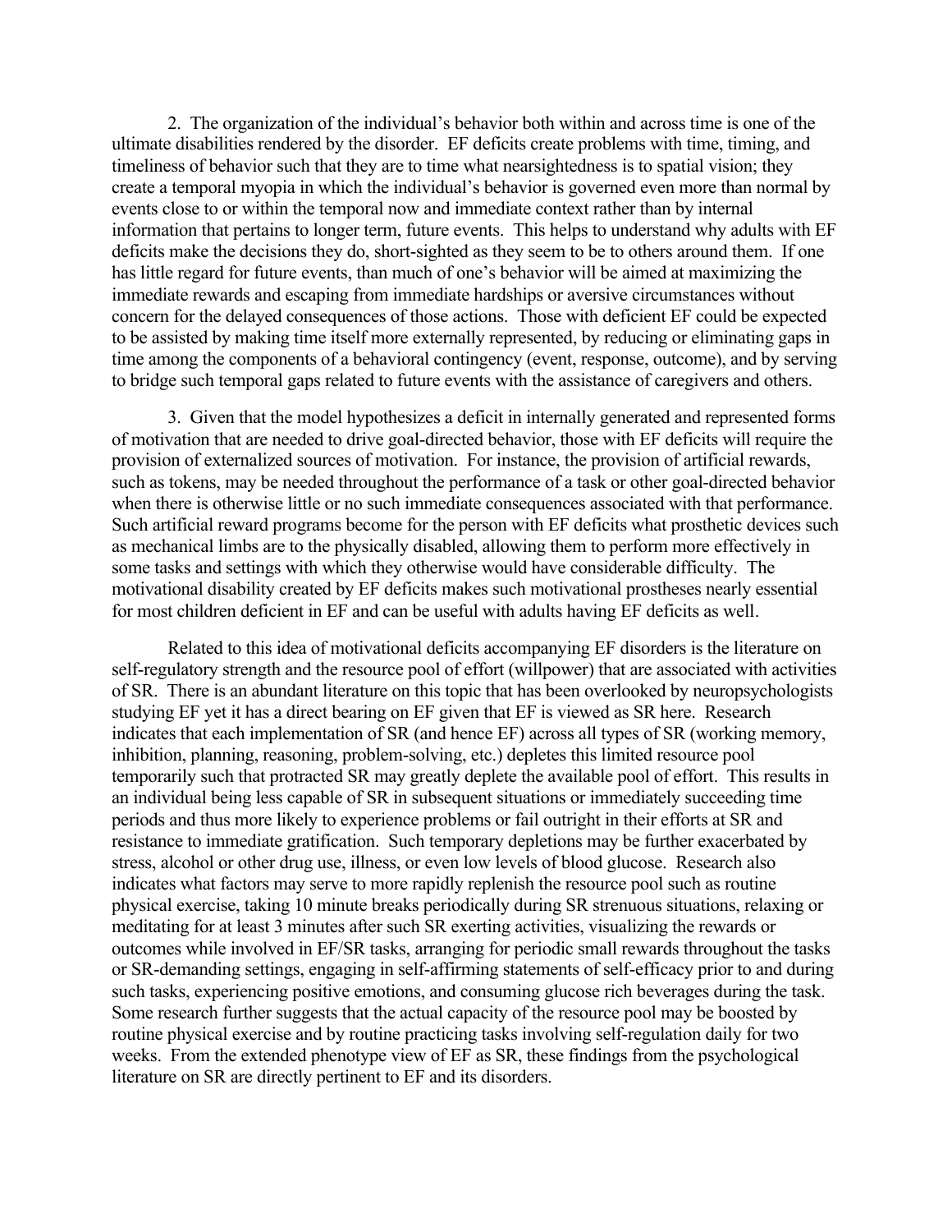2. The organization of the individual's behavior both within and across time is one of the ultimate disabilities rendered by the disorder. EF deficits create problems with time, timing, and timeliness of behavior such that they are to time what nearsightedness is to spatial vision; they create a temporal myopia in which the individual's behavior is governed even more than normal by events close to or within the temporal now and immediate context rather than by internal information that pertains to longer term, future events. This helps to understand why adults with EF deficits make the decisions they do, short-sighted as they seem to be to others around them. If one has little regard for future events, than much of one's behavior will be aimed at maximizing the immediate rewards and escaping from immediate hardships or aversive circumstances without concern for the delayed consequences of those actions. Those with deficient EF could be expected to be assisted by making time itself more externally represented, by reducing or eliminating gaps in time among the components of a behavioral contingency (event, response, outcome), and by serving to bridge such temporal gaps related to future events with the assistance of caregivers and others.

3. Given that the model hypothesizes a deficit in internally generated and represented forms of motivation that are needed to drive goal-directed behavior, those with EF deficits will require the provision of externalized sources of motivation. For instance, the provision of artificial rewards, such as tokens, may be needed throughout the performance of a task or other goal-directed behavior when there is otherwise little or no such immediate consequences associated with that performance. Such artificial reward programs become for the person with EF deficits what prosthetic devices such as mechanical limbs are to the physically disabled, allowing them to perform more effectively in some tasks and settings with which they otherwise would have considerable difficulty. The motivational disability created by EF deficits makes such motivational prostheses nearly essential for most children deficient in EF and can be useful with adults having EF deficits as well.

Related to this idea of motivational deficits accompanying EF disorders is the literature on self-regulatory strength and the resource pool of effort (willpower) that are associated with activities of SR. There is an abundant literature on this topic that has been overlooked by neuropsychologists studying EF yet it has a direct bearing on EF given that EF is viewed as SR here. Research indicates that each implementation of SR (and hence EF) across all types of SR (working memory, inhibition, planning, reasoning, problem-solving, etc.) depletes this limited resource pool temporarily such that protracted SR may greatly deplete the available pool of effort. This results in an individual being less capable of SR in subsequent situations or immediately succeeding time periods and thus more likely to experience problems or fail outright in their efforts at SR and resistance to immediate gratification. Such temporary depletions may be further exacerbated by stress, alcohol or other drug use, illness, or even low levels of blood glucose. Research also indicates what factors may serve to more rapidly replenish the resource pool such as routine physical exercise, taking 10 minute breaks periodically during SR strenuous situations, relaxing or meditating for at least 3 minutes after such SR exerting activities, visualizing the rewards or outcomes while involved in EF/SR tasks, arranging for periodic small rewards throughout the tasks or SR-demanding settings, engaging in self-affirming statements of self-efficacy prior to and during such tasks, experiencing positive emotions, and consuming glucose rich beverages during the task. Some research further suggests that the actual capacity of the resource pool may be boosted by routine physical exercise and by routine practicing tasks involving self-regulation daily for two weeks. From the extended phenotype view of EF as SR, these findings from the psychological literature on SR are directly pertinent to EF and its disorders.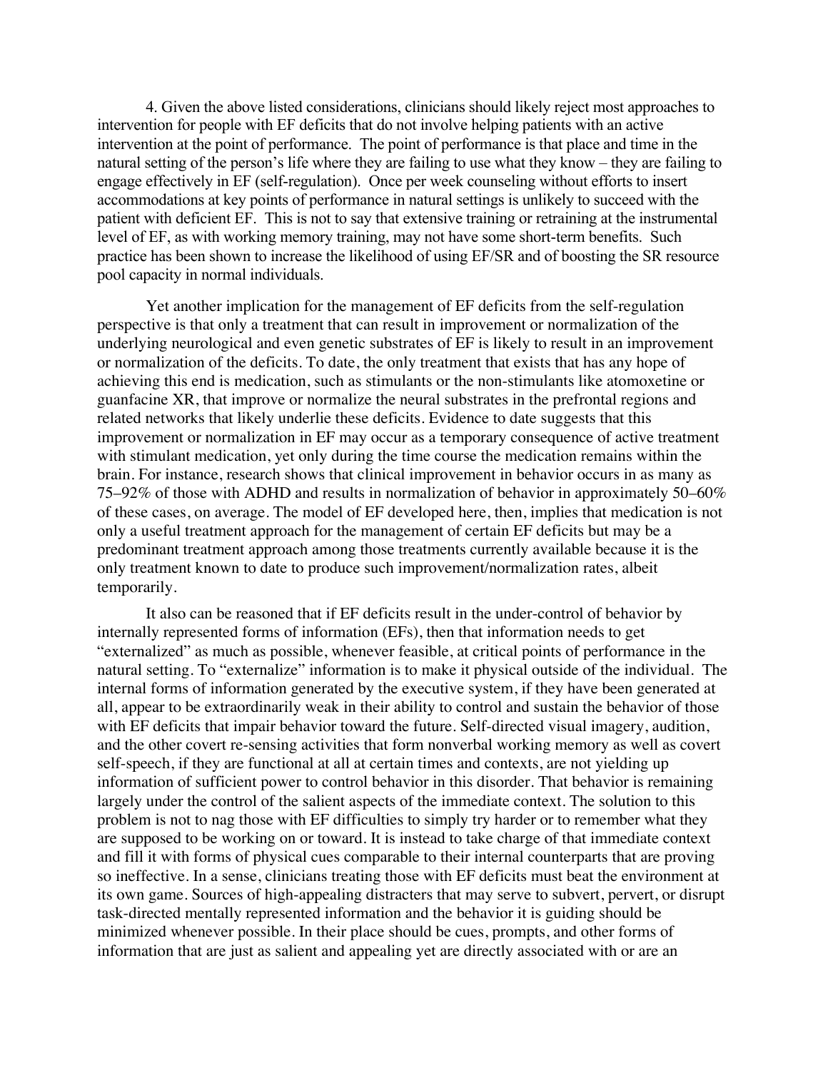4. Given the above listed considerations, clinicians should likely reject most approaches to intervention for people with EF deficits that do not involve helping patients with an active intervention at the point of performance. The point of performance is that place and time in the natural setting of the person's life where they are failing to use what they know – they are failing to engage effectively in EF (self-regulation). Once per week counseling without efforts to insert accommodations at key points of performance in natural settings is unlikely to succeed with the patient with deficient EF. This is not to say that extensive training or retraining at the instrumental level of EF, as with working memory training, may not have some short-term benefits. Such practice has been shown to increase the likelihood of using EF/SR and of boosting the SR resource pool capacity in normal individuals.

Yet another implication for the management of EF deficits from the self-regulation perspective is that only a treatment that can result in improvement or normalization of the underlying neurological and even genetic substrates of EF is likely to result in an improvement or normalization of the deficits. To date, the only treatment that exists that has any hope of achieving this end is medication, such as stimulants or the non-stimulants like atomoxetine or guanfacine XR, that improve or normalize the neural substrates in the prefrontal regions and related networks that likely underlie these deficits. Evidence to date suggests that this improvement or normalization in EF may occur as a temporary consequence of active treatment with stimulant medication, yet only during the time course the medication remains within the brain. For instance, research shows that clinical improvement in behavior occurs in as many as 75–92% of those with ADHD and results in normalization of behavior in approximately 50–60% of these cases, on average. The model of EF developed here, then, implies that medication is not only a useful treatment approach for the management of certain EF deficits but may be a predominant treatment approach among those treatments currently available because it is the only treatment known to date to produce such improvement/normalization rates, albeit temporarily.

It also can be reasoned that if EF deficits result in the under-control of behavior by internally represented forms of information (EFs), then that information needs to get "externalized" as much as possible, whenever feasible, at critical points of performance in the natural setting. To "externalize" information is to make it physical outside of the individual. The internal forms of information generated by the executive system, if they have been generated at all, appear to be extraordinarily weak in their ability to control and sustain the behavior of those with EF deficits that impair behavior toward the future. Self-directed visual imagery, audition, and the other covert re-sensing activities that form nonverbal working memory as well as covert self-speech, if they are functional at all at certain times and contexts, are not yielding up information of sufficient power to control behavior in this disorder. That behavior is remaining largely under the control of the salient aspects of the immediate context. The solution to this problem is not to nag those with EF difficulties to simply try harder or to remember what they are supposed to be working on or toward. It is instead to take charge of that immediate context and fill it with forms of physical cues comparable to their internal counterparts that are proving so ineffective. In a sense, clinicians treating those with EF deficits must beat the environment at its own game. Sources of high-appealing distracters that may serve to subvert, pervert, or disrupt task-directed mentally represented information and the behavior it is guiding should be minimized whenever possible. In their place should be cues, prompts, and other forms of information that are just as salient and appealing yet are directly associated with or are an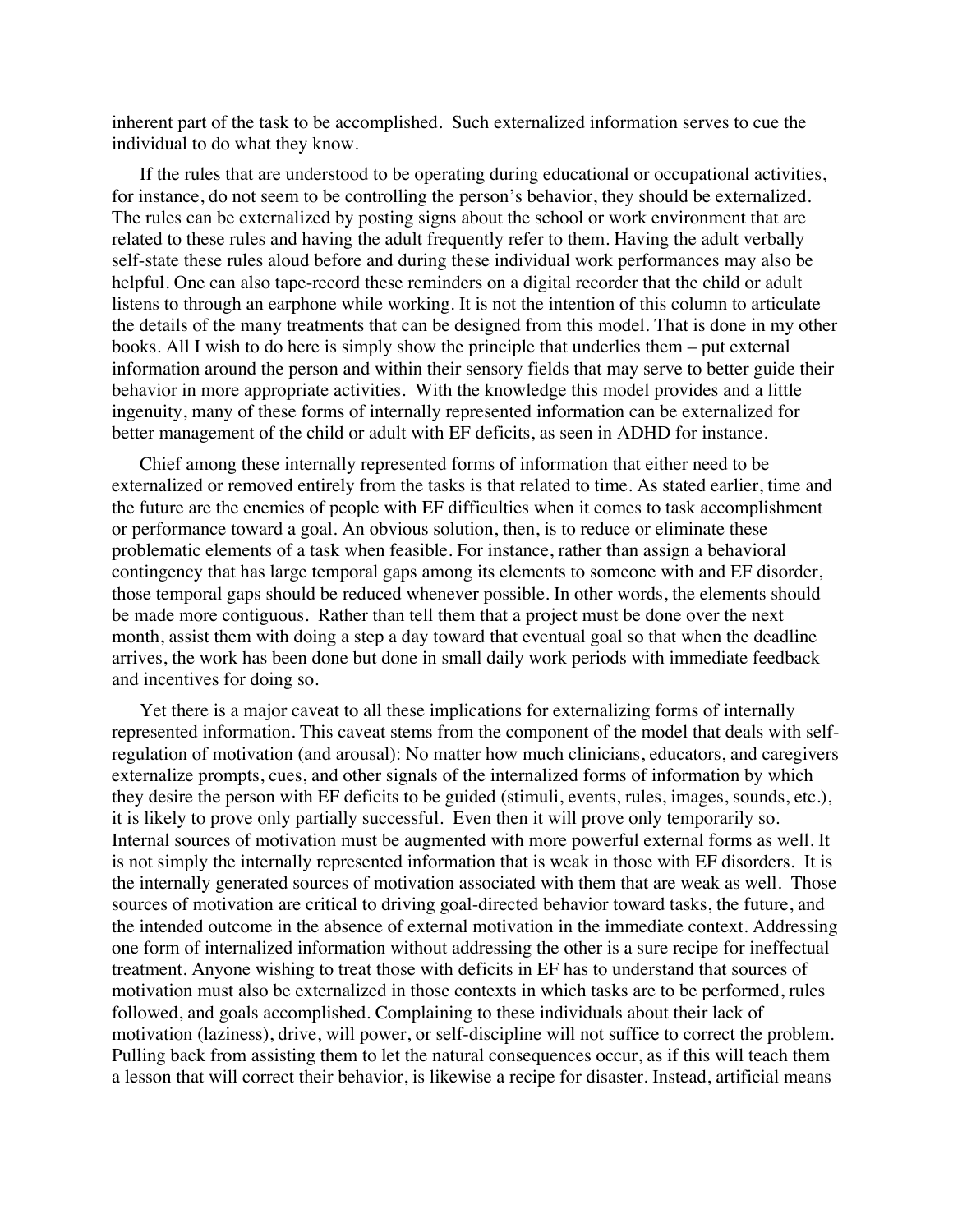inherent part of the task to be accomplished. Such externalized information serves to cue the individual to do what they know.

If the rules that are understood to be operating during educational or occupational activities, for instance, do not seem to be controlling the person's behavior, they should be externalized. The rules can be externalized by posting signs about the school or work environment that are related to these rules and having the adult frequently refer to them. Having the adult verbally self-state these rules aloud before and during these individual work performances may also be helpful. One can also tape-record these reminders on a digital recorder that the child or adult listens to through an earphone while working. It is not the intention of this column to articulate the details of the many treatments that can be designed from this model. That is done in my other books. All I wish to do here is simply show the principle that underlies them – put external information around the person and within their sensory fields that may serve to better guide their behavior in more appropriate activities. With the knowledge this model provides and a little ingenuity, many of these forms of internally represented information can be externalized for better management of the child or adult with EF deficits, as seen in ADHD for instance.

Chief among these internally represented forms of information that either need to be externalized or removed entirely from the tasks is that related to time. As stated earlier, time and the future are the enemies of people with EF difficulties when it comes to task accomplishment or performance toward a goal. An obvious solution, then, is to reduce or eliminate these problematic elements of a task when feasible. For instance, rather than assign a behavioral contingency that has large temporal gaps among its elements to someone with and EF disorder, those temporal gaps should be reduced whenever possible. In other words, the elements should be made more contiguous. Rather than tell them that a project must be done over the next month, assist them with doing a step a day toward that eventual goal so that when the deadline arrives, the work has been done but done in small daily work periods with immediate feedback and incentives for doing so.

Yet there is a major caveat to all these implications for externalizing forms of internally represented information. This caveat stems from the component of the model that deals with self-regulation of motivation (and arousal): No matter how much clinicians, educators, and caregivers externalize prompts, cues, and other signals of the internalized forms of information by which they desire the person with EF deficits to be guided (stimuli, events, rules, images, sounds, etc.), it is likely to prove only partially successful. Even then it will prove only temporarily so. Internal sources of motivation must be augmented with more powerful external forms as well. It is not simply the internally represented information that is weak in those with EF disorders. It is the internally generated sources of motivation associated with them that are weak as well. Those sources of motivation are critical to driving goal-directed behavior toward tasks, the future, and the intended outcome in the absence of external motivation in the immediate context. Addressing one form of internalized information without addressing the other is a sure recipe for ineffectual treatment. Anyone wishing to treat those with deficits in EF has to understand that sources of motivation must also be externalized in those contexts in which tasks are to be performed, rules followed, and goals accomplished. Complaining to these individuals about their lack of motivation (laziness), drive, will power, or self-discipline will not suffice to correct the problem. Pulling back from assisting them to let the natural consequences occur, as if this will teach them a lesson that will correct their behavior, is likewise a recipe for disaster. Instead, artificial means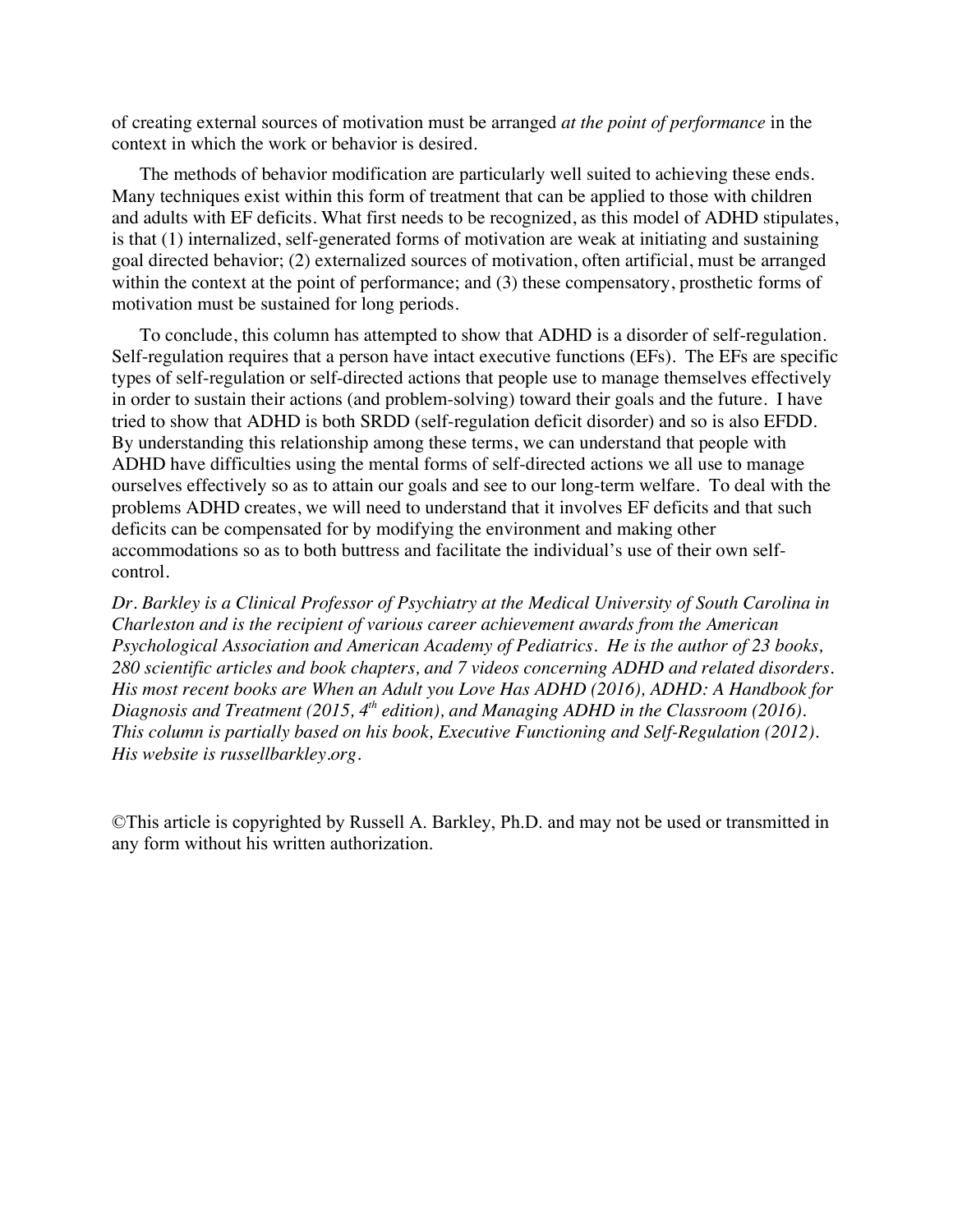of creating external sources of motivation must be arranged *at the point of performance* in the context in which the work or behavior is desired.

The methods of behavior modification are particularly well suited to achieving these ends. Many techniques exist within this form of treatment that can be applied to those with children and adults with EF deficits. What first needs to be recognized, as this model of ADHD stipulates, is that (1) internalized, self-generated forms of motivation are weak at initiating and sustaining goal directed behavior; (2) externalized sources of motivation, often artificial, must be arranged within the context at the point of performance; and (3) these compensatory, prosthetic forms of motivation must be sustained for long periods.

To conclude, this column has attempted to show that ADHD is a disorder of self-regulation. Self-regulation requires that a person have intact executive functions (EFs). The EFs are specific types of self-regulation or self-directed actions that people use to manage themselves effectively in order to sustain their actions (and problem-solving) toward their goals and the future. I have tried to show that ADHD is both SRDD (self-regulation deficit disorder) and so is also EFDD. By understanding this relationship among these terms, we can understand that people with ADHD have difficulties using the mental forms of self-directed actions we all use to manage ourselves effectively so as to attain our goals and see to our long-term welfare. To deal with the problems ADHD creates, we will need to understand that it involves EF deficits and that such deficits can be compensated for by modifying the environment and making other accommodations so as to both buttress and facilitate the individual's use of their own self-control.

*Dr. Barkley is a Clinical Professor of Psychiatry at the Medical University of South Carolina in Charleston and is the recipient of various career achievement awards from the American Psychological Association and American Academy of Pediatrics. He is the author of 23 books, 280 scientific articles and book chapters, and 7 videos concerning ADHD and related disorders. His most recent books are When an Adult you Love Has ADHD (2016), ADHD: A Handbook for Diagnosis and Treatment (2015, 4th edition), and Managing ADHD in the Classroom (2016). This column is partially based on his book, Executive Functioning and Self-Regulation (2012). His website is russellbarkley.org.*

©This article is copyrighted by Russell A. Barkley, Ph.D. and may not be used or transmitted in any form without his written authorization.